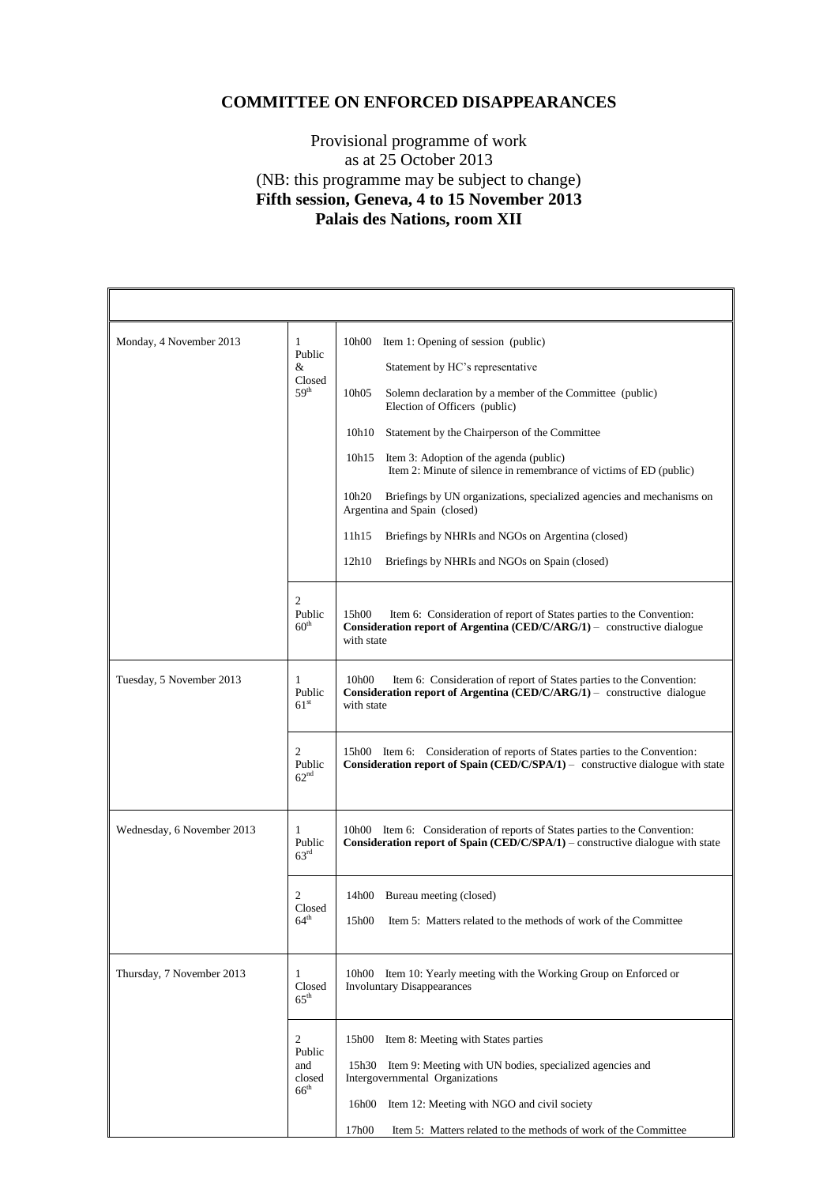**COMMITTEE ON ENFORCED DISAPPEARANCES**

Provisional programme of work
as at 25 October 2013
(NB: this programme may be subject to change)
**Fifth session, Geneva, 4 to 15 November 2013**
**Palais des Nations, room XII**

| | | |
|---|---|---|
| Monday, 4 November 2013 | 1 Public & Closed 59th | 10h00 Item 1: Opening of session (public)<br>Statement by HC's representative<br>10h05 Solemn declaration by a member of the Committee (public)<br>Election of Officers (public)<br>10h10 Statement by the Chairperson of the Committee<br>10h15 Item 3: Adoption of the agenda (public)<br>Item 2: Minute of silence in remembrance of victims of ED (public)<br>10h20 Briefings by UN organizations, specialized agencies and mechanisms on Argentina and Spain (closed)<br>11h15 Briefings by NHRIs and NGOs on Argentina (closed)<br>12h10 Briefings by NHRIs and NGOs on Spain (closed) |
| | 2 Public 60th | 15h00 Item 6: Consideration of report of States parties to the Convention: **Consideration report of Argentina (CED/C/ARG/1)** – constructive dialogue with state |
| Tuesday, 5 November 2013 | 1 Public 61st | 10h00 Item 6: Consideration of report of States parties to the Convention: **Consideration report of Argentina (CED/C/ARG/1)** – constructive dialogue with state |
| | 2 Public 62nd | 15h00 Item 6: Consideration of reports of States parties to the Convention: **Consideration report of Spain (CED/C/SPA/1)** – constructive dialogue with state |
| Wednesday, 6 November 2013 | 1 Public 63rd | 10h00 Item 6: Consideration of reports of States parties to the Convention: **Consideration report of Spain (CED/C/SPA/1)** – constructive dialogue with state |
| | 2 Closed 64th | 14h00 Bureau meeting (closed)<br>15h00 Item 5: Matters related to the methods of work of the Committee |
| Thursday, 7 November 2013 | 1 Closed 65th | 10h00 Item 10: Yearly meeting with the Working Group on Enforced or Involuntary Disappearances |
| | 2 Public and closed 66th | 15h00 Item 8: Meeting with States parties<br>15h30 Item 9: Meeting with UN bodies, specialized agencies and Intergovernmental Organizations<br>16h00 Item 12: Meeting with NGO and civil society<br>17h00 Item 5: Matters related to the methods of work of the Committee |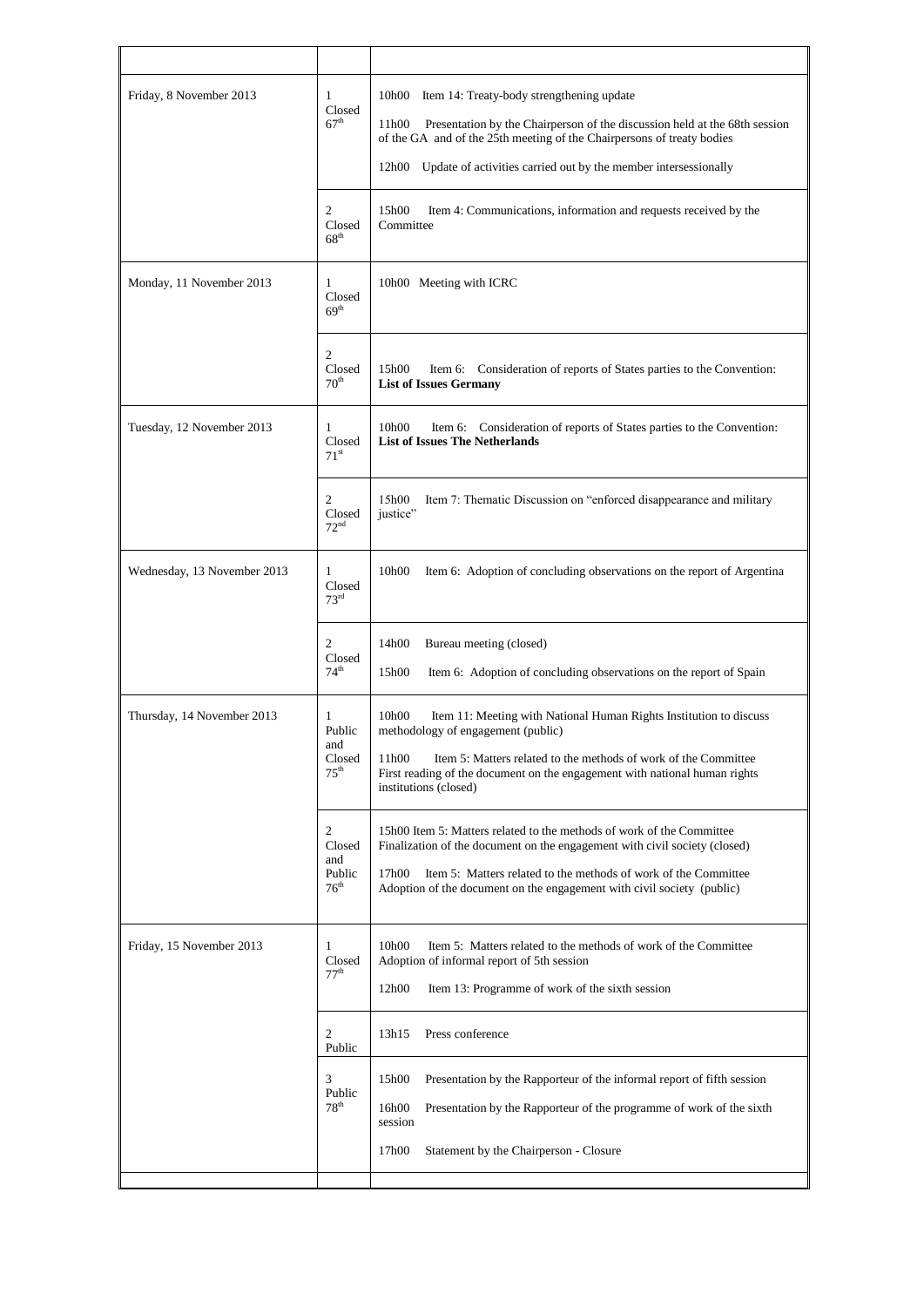| | | |
|---|---|---|
| Friday, 8 November 2013 | 1 Closed 67th | 10h00 Item 14: Treaty-body strengthening update<br>11h00 Presentation by the Chairperson of the discussion held at the 68th session of the GA and of the 25th meeting of the Chairpersons of treaty bodies<br>12h00 Update of activities carried out by the member intersessionally |
| | 2 Closed 68th | 15h00 Item 4: Communications, information and requests received by the Committee |
| Monday, 11 November 2013 | 1 Closed 69th | 10h00 Meeting with ICRC |
| | 2 Closed 70th | 15h00 Item 6: Consideration of reports of States parties to the Convention: **List of Issues Germany** |
| Tuesday, 12 November 2013 | 1 Closed 71st | 10h00 Item 6: Consideration of reports of States parties to the Convention: **List of Issues The Netherlands** |
| | 2 Closed 72nd | 15h00 Item 7: Thematic Discussion on "enforced disappearance and military justice" |
| Wednesday, 13 November 2013 | 1 Closed 73rd | 10h00 Item 6: Adoption of concluding observations on the report of Argentina |
| | 2 Closed 74th | 14h00 Bureau meeting (closed)<br>15h00 Item 6: Adoption of concluding observations on the report of Spain |
| Thursday, 14 November 2013 | 1 Public and Closed 75th | 10h00 Item 11: Meeting with National Human Rights Institution to discuss methodology of engagement (public)<br>11h00 Item 5: Matters related to the methods of work of the Committee First reading of the document on the engagement with national human rights institutions (closed) |
| | 2 Closed and Public 76th | 15h00 Item 5: Matters related to the methods of work of the Committee Finalization of the document on the engagement with civil society (closed)<br>17h00 Item 5: Matters related to the methods of work of the Committee Adoption of the document on the engagement with civil society (public) |
| Friday, 15 November 2013 | 1 Closed 77th | 10h00 Item 5: Matters related to the methods of work of the Committee Adoption of informal report of 5th session<br>12h00 Item 13: Programme of work of the sixth session |
| | 2 Public | 13h15 Press conference |
| | 3 Public 78th | 15h00 Presentation by the Rapporteur of the informal report of fifth session<br>16h00 Presentation by the Rapporteur of the programme of work of the sixth session<br>17h00 Statement by the Chairperson - Closure |